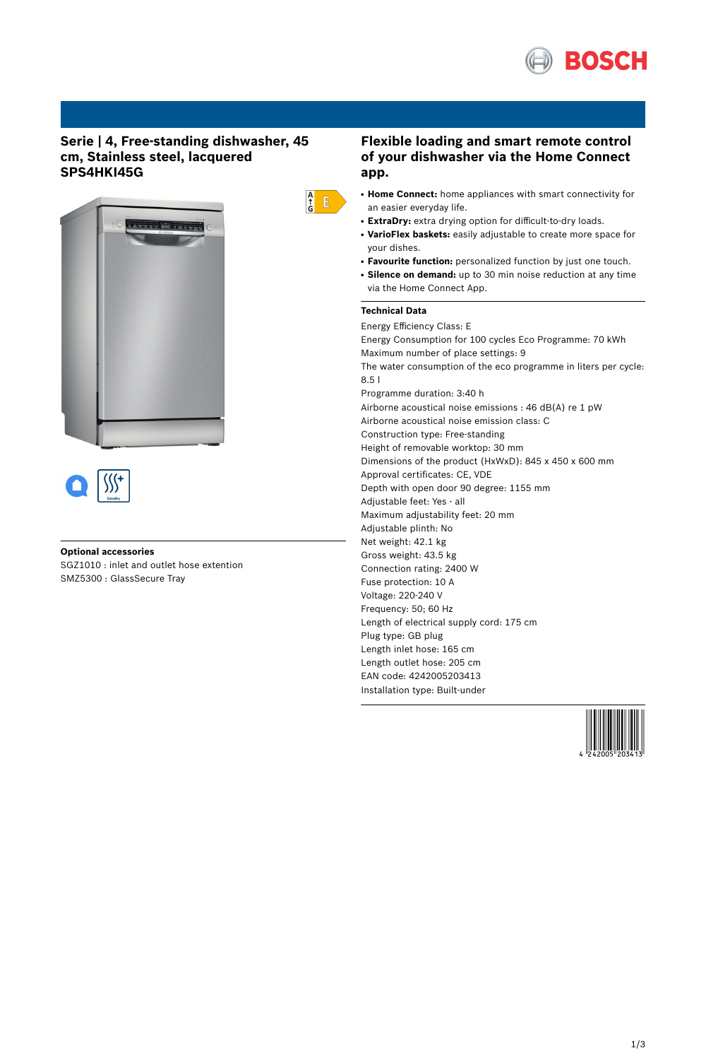# Serie | 4, Free-standing dishwasher, 45 cm, Stainless steel, lacquered SPS4HKI45G

## Flexible loading and smart remote control of your dishwasher via the Home Connect app.

- **Home Connect:** home appliances with smart connectivity for an easier everyday life.
- **ExtraDry:** extra drying option for difficult-to-dry loads.
- **VarioFlex baskets:** easily adjustable to create more space for your dishes.
- **Favourite function:** personalized function by just one touch.
- **Silence on demand:** up to 30 min noise reduction at any time via the Home Connect App.

### Technical Data

Energy Efficiency Class: E
Energy Consumption for 100 cycles Eco Programme: 70 kWh
Maximum number of place settings: 9
The water consumption of the eco programme in liters per cycle: 8.5 l
Programme duration: 3:40 h
Airborne acoustical noise emissions : 46 dB(A) re 1 pW
Airborne acoustical noise emission class: C
Construction type: Free-standing
Height of removable worktop: 30 mm
Dimensions of the product (HxWxD): 845 x 450 x 600 mm
Approval certificates: CE, VDE
Depth with open door 90 degree: 1155 mm
Adjustable feet: Yes - all
Maximum adjustability feet: 20 mm
Adjustable plinth: No
Net weight: 42.1 kg
Gross weight: 43.5 kg
Connection rating: 2400 W
Fuse protection: 10 A
Voltage: 220-240 V
Frequency: 50; 60 Hz
Length of electrical supply cord: 175 cm
Plug type: GB plug
Length inlet hose: 165 cm
Length outlet hose: 205 cm
EAN code: 4242005203413
Installation type: Built-under

### Optional accessories

SGZ1010 : inlet and outlet hose extention
SMZ5300 : GlassSecure Tray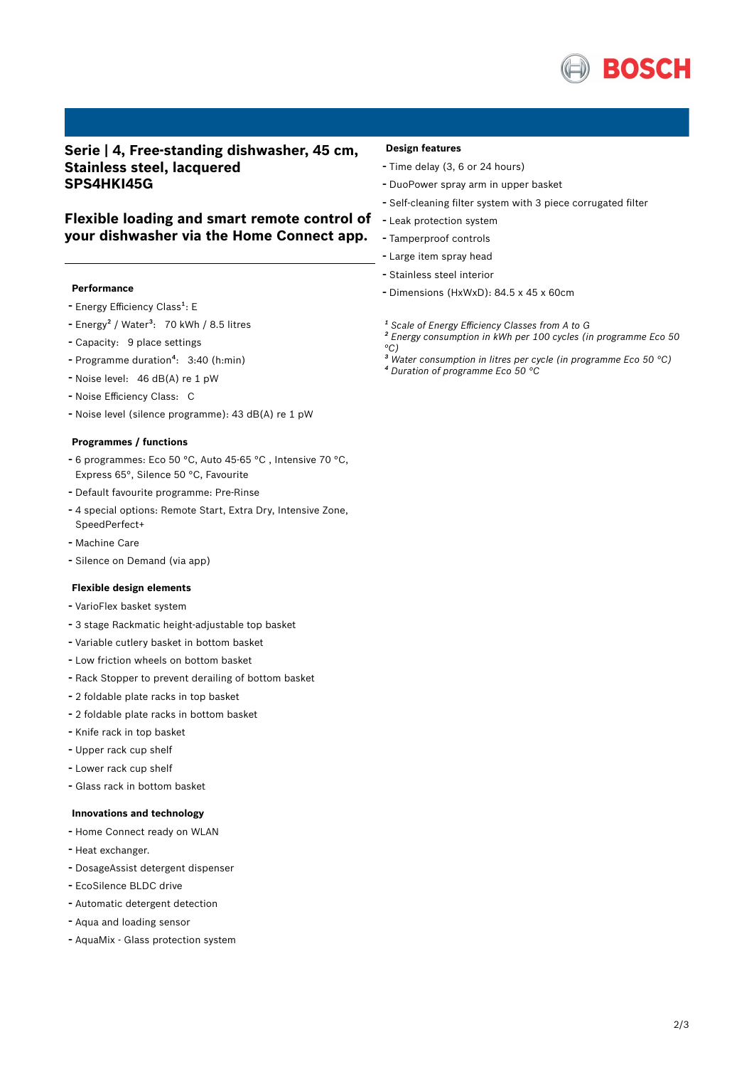## Serie | 4, Free-standing dishwasher, 45 cm, Stainless steel, lacquered SPS4HKI45G

## Flexible loading and smart remote control of your dishwasher via the Home Connect app.

### Performance

- Energy Efficiency Class[1]: E
- Energy[2] / Water[3]: 70 kWh / 8.5 litres
- Capacity: 9 place settings
- Programme duration[4]: 3:40 (h:min)
- Noise level: 46 dB(A) re 1 pW
- Noise Efficiency Class: C
- Noise level (silence programme): 43 dB(A) re 1 pW

### Programmes / functions

- 6 programmes: Eco 50 °C, Auto 45-65 °C , Intensive 70 °C, Express 65°, Silence 50 °C, Favourite
- Default favourite programme: Pre-Rinse
- 4 special options: Remote Start, Extra Dry, Intensive Zone, SpeedPerfect+
- Machine Care
- Silence on Demand (via app)

### Flexible design elements

- VarioFlex basket system
- 3 stage Rackmatic height-adjustable top basket
- Variable cutlery basket in bottom basket
- Low friction wheels on bottom basket
- Rack Stopper to prevent derailing of bottom basket
- 2 foldable plate racks in top basket
- 2 foldable plate racks in bottom basket
- Knife rack in top basket
- Upper rack cup shelf
- Lower rack cup shelf
- Glass rack in bottom basket

### Innovations and technology

- Home Connect ready on WLAN
- Heat exchanger.
- DosageAssist detergent dispenser
- EcoSilence BLDC drive
- Automatic detergent detection
- Aqua and loading sensor
- AquaMix - Glass protection system

### Design features

- Time delay (3, 6 or 24 hours)
- DuoPower spray arm in upper basket
- Self-cleaning filter system with 3 piece corrugated filter
- Leak protection system
- Tamperproof controls
- Large item spray head
- Stainless steel interior
- Dimensions (HxWxD): 84.5 x 45 x 60cm

*[1] Scale of Energy Efficiency Classes from A to G*
*[2] Energy consumption in kWh per 100 cycles (in programme Eco 50 °C)*
*[3] Water consumption in litres per cycle (in programme Eco 50 °C)*
*[4] Duration of programme Eco 50 °C*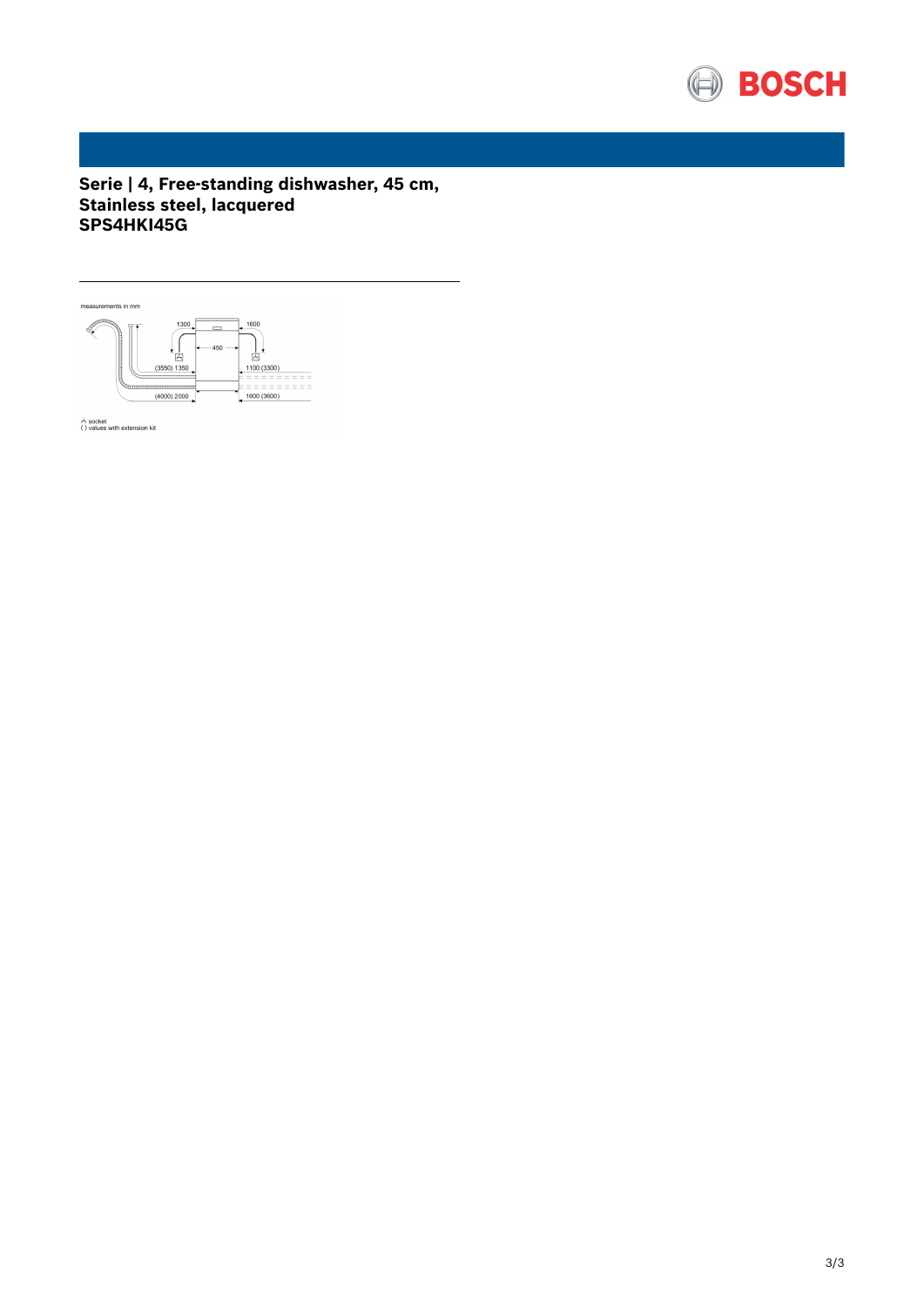**Serie | 4, Free-standing dishwasher, 45 cm, Stainless steel, lacquered**
**SPS4HKI45G**

measurements in mm

1300

1600

450

(3550) 1350

1100 (3300)

(4000) 2000

1600 (3600)

socket
( ) values with extension kit